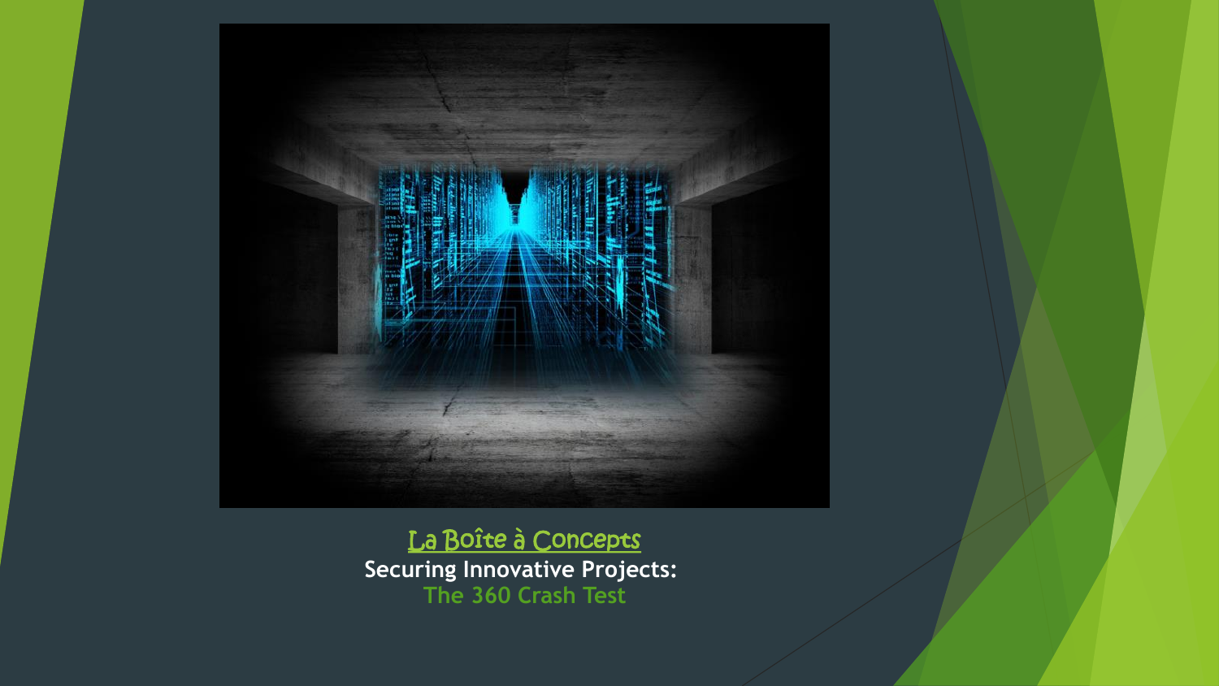La Boîte à Concepts

**Securing Innovative Projects:**

**The 360 Crash Test**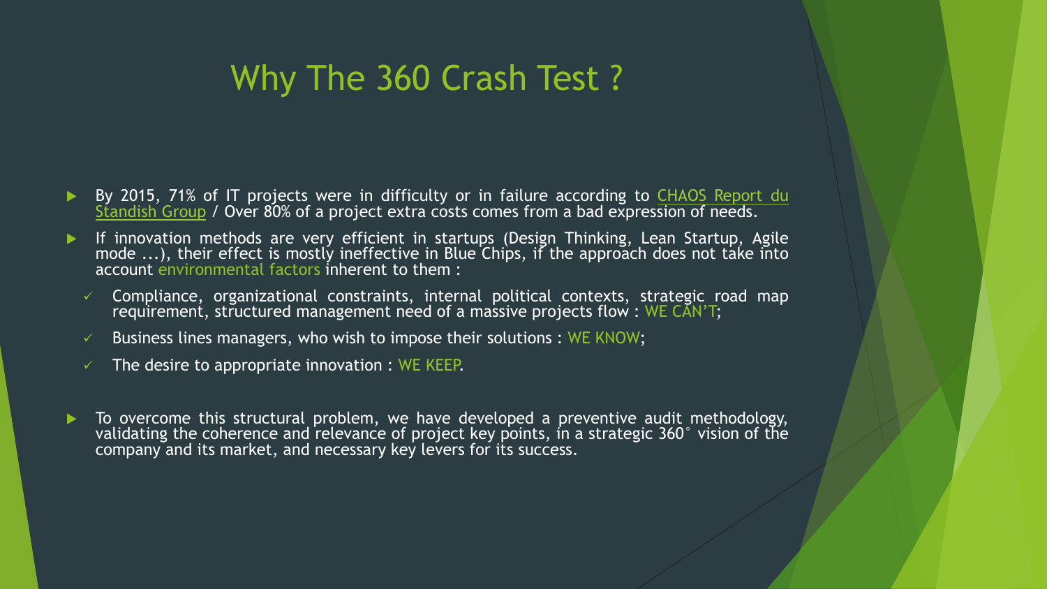# Why The 360 Crash Test ?

- By 2015, 71% of IT projects were in difficulty or in failure according to CHAOS Report du Standish Group / Over 80% of a project extra costs comes from a bad expression of needs.
- If innovation methods are very efficient in startups (Design Thinking, Lean Startup, Agile mode ...), their effect is mostly ineffective in Blue Chips, if the approach does not take into account environmental factors inherent to them :
  - ✓ Compliance, organizational constraints, internal political contexts, strategic road map requirement, structured management need of a massive projects flow : WE CAN'T;
  - ✓ Business lines managers, who wish to impose their solutions : WE KNOW;
  - ✓ The desire to appropriate innovation : WE KEEP.
- To overcome this structural problem, we have developed a preventive audit methodology, validating the coherence and relevance of project key points, in a strategic 360° vision of the company and its market, and necessary key levers for its success.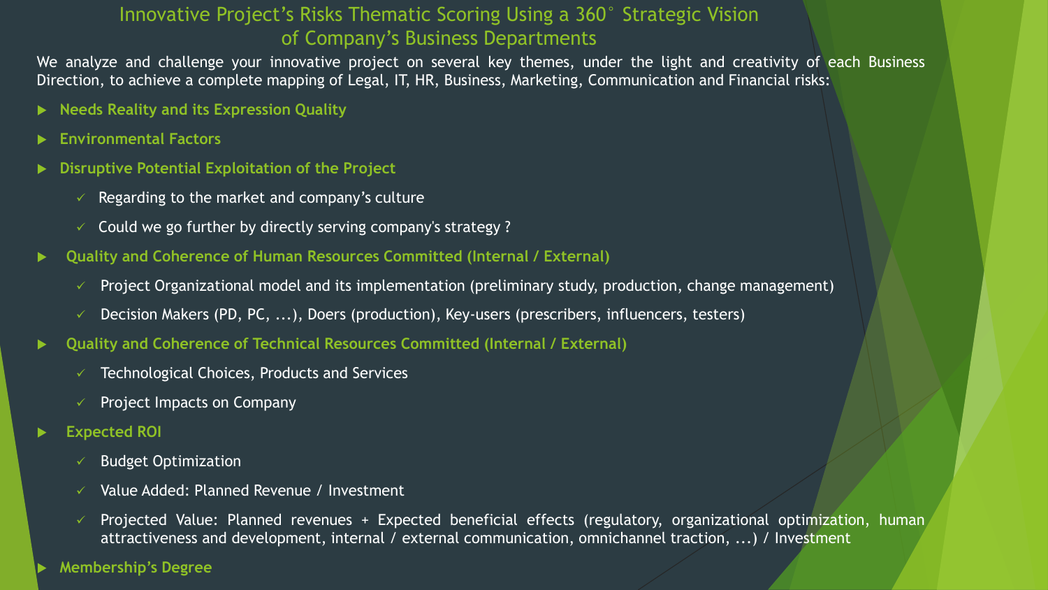# Innovative Project's Risks Thematic Scoring Using a 360° Strategic Vision of Company's Business Departments

We analyze and challenge your innovative project on several key themes, under the light and creativity of each Business Direction, to achieve a complete mapping of Legal, IT, HR, Business, Marketing, Communication and Financial risks:

- **Needs Reality and its Expression Quality**
- **Environmental Factors**
- **Disruptive Potential Exploitation of the Project**
  - ✓ Regarding to the market and company's culture
  - ✓ Could we go further by directly serving company's strategy ?
- **Quality and Coherence of Human Resources Committed (Internal / External)**
  - ✓ Project Organizational model and its implementation (preliminary study, production, change management)
  - ✓ Decision Makers (PD, PC, ...), Doers (production), Key-users (prescribers, influencers, testers)
- **Quality and Coherence of Technical Resources Committed (Internal / External)**
  - ✓ Technological Choices, Products and Services
  - ✓ Project Impacts on Company
- **Expected ROI**
  - ✓ Budget Optimization
  - ✓ Value Added: Planned Revenue / Investment
  - ✓ Projected Value: Planned revenues + Expected beneficial effects (regulatory, organizational optimization, human attractiveness and development, internal / external communication, omnichannel traction, ...) / Investment
- **Membership's Degree**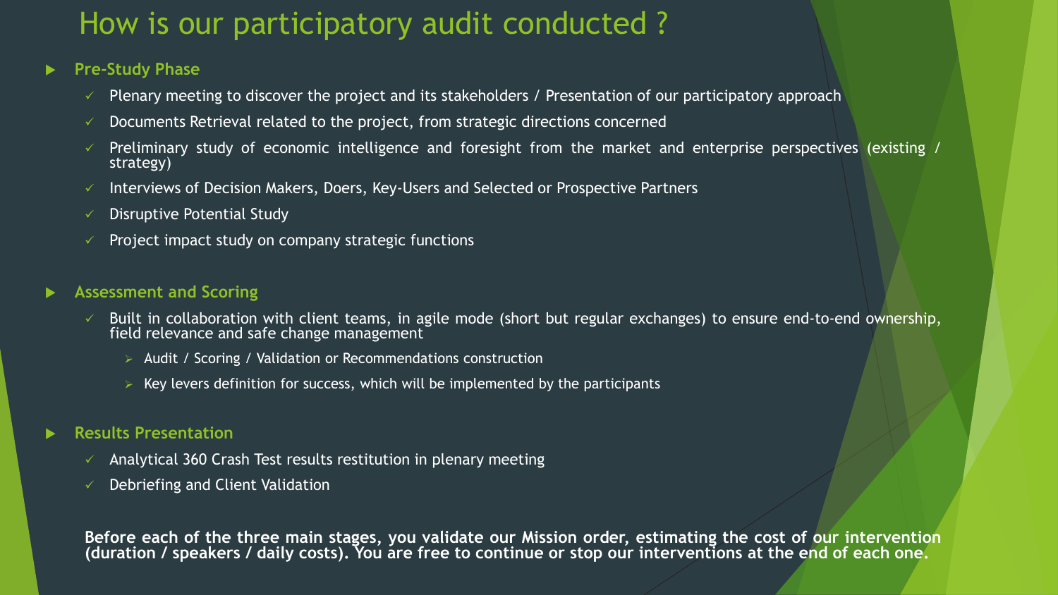# How is our participatory audit conducted ?

- **Pre-Study Phase**
  - Plenary meeting to discover the project and its stakeholders / Presentation of our participatory approach
  - Documents Retrieval related to the project, from strategic directions concerned
  - Preliminary study of economic intelligence and foresight from the market and enterprise perspectives (existing / strategy)
  - Interviews of Decision Makers, Doers, Key-Users and Selected or Prospective Partners
  - Disruptive Potential Study
  - Project impact study on company strategic functions

- **Assessment and Scoring**
  - Built in collaboration with client teams, in agile mode (short but regular exchanges) to ensure end-to-end ownership, field relevance and safe change management
    - Audit / Scoring / Validation or Recommendations construction
    - Key levers definition for success, which will be implemented by the participants

- **Results Presentation**
  - Analytical 360 Crash Test results restitution in plenary meeting
  - Debriefing and Client Validation

**Before each of the three main stages, you validate our Mission order, estimating the cost of our intervention (duration / speakers / daily costs). You are free to continue or stop our interventions at the end of each one.**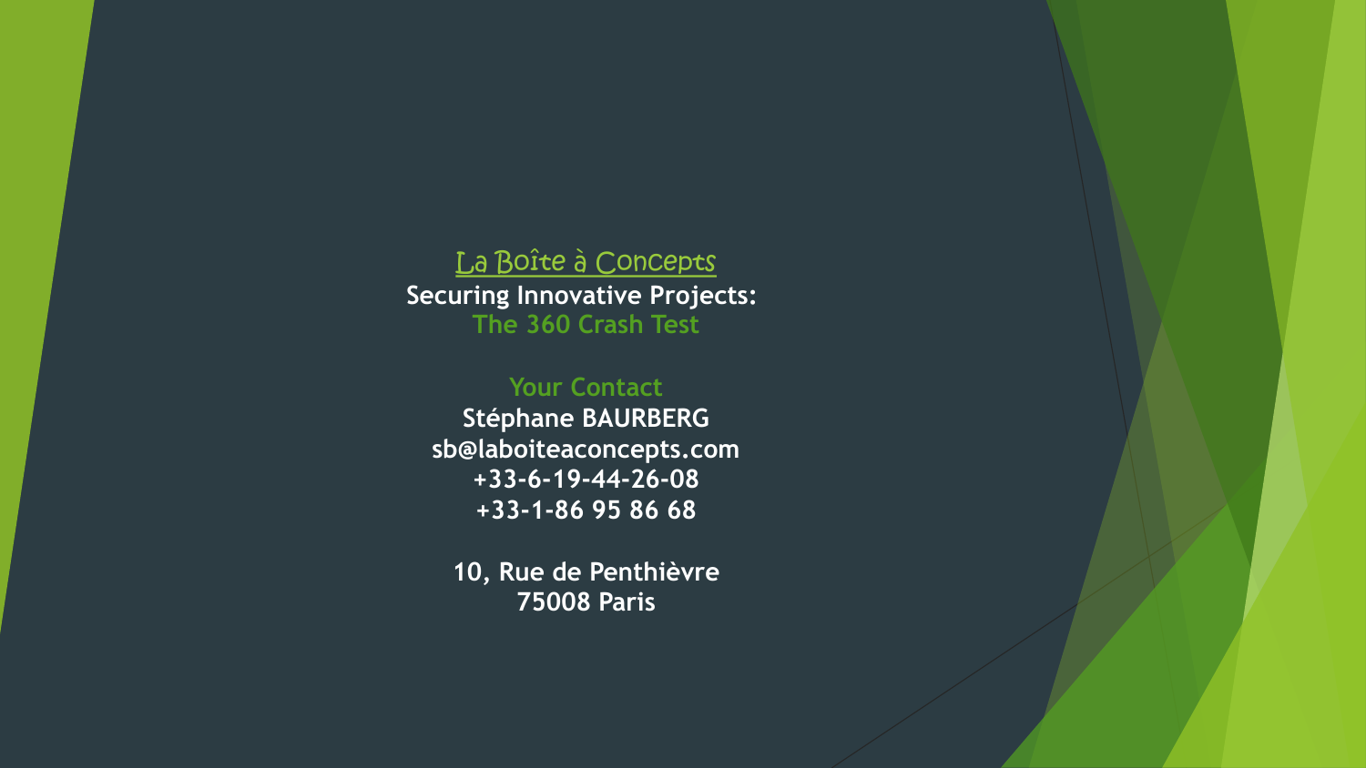La Boîte à Concepts

**Securing Innovative Projects:**
**The 360 Crash Test**

**Your Contact**
**Stéphane BAURBERG**
**sb@laboiteaconcepts.com**
**+33-6-19-44-26-08**
**+33-1-86 95 86 68**

**10, Rue de Penthièvre**
**75008 Paris**